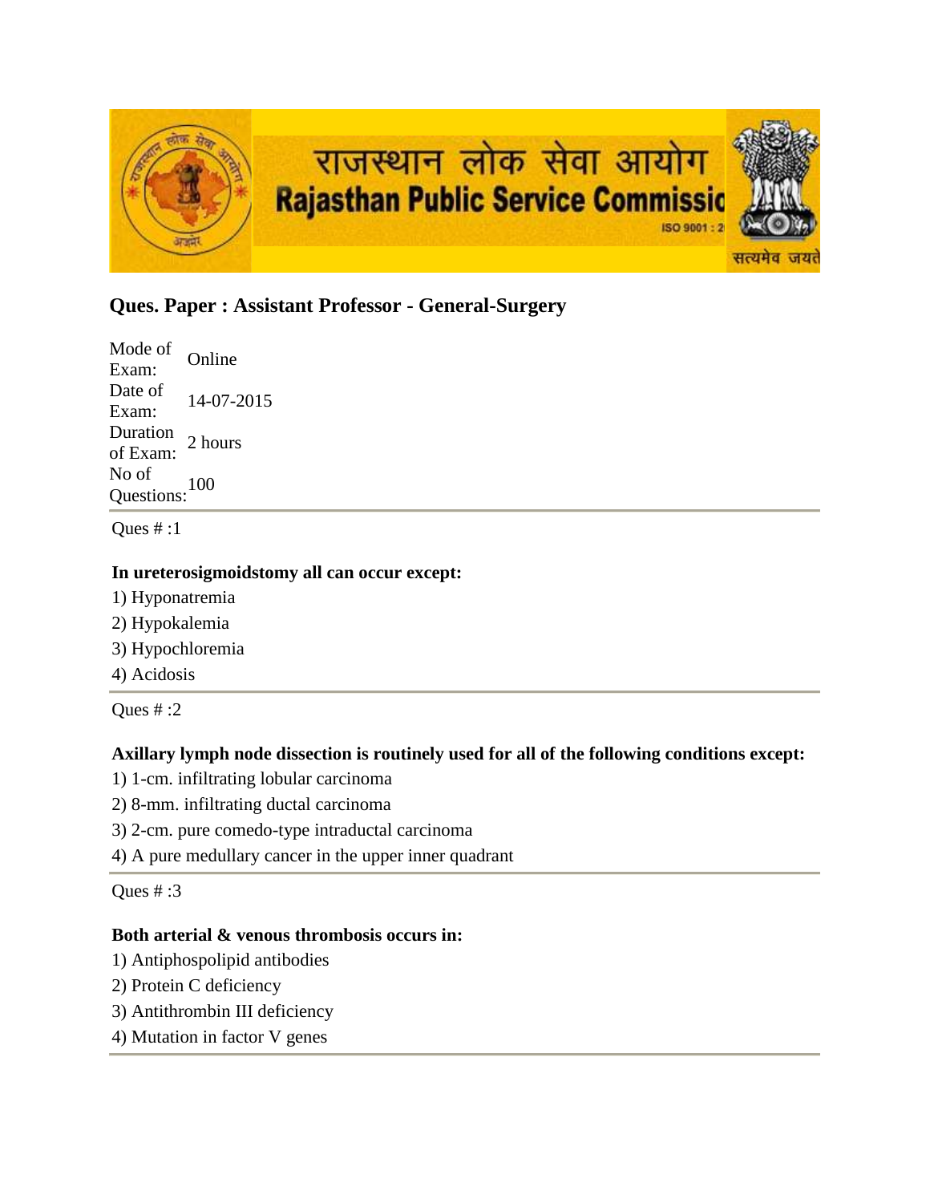राजस्थान लोक सेवा आयोग
Rajasthan Public Service Commission

## Ques. Paper : Assistant Professor - General-Surgery

| | |
|---|---|
| Mode of Exam: | Online |
| Date of Exam: | 14-07-2015 |
| Duration of Exam: | 2 hours |
| No of Questions: | 100 |

---

Ques # :1

**In ureterosigmoidstomy all can occur except:**

1) Hyponatremia
2) Hypokalemia
3) Hypochloremia
4) Acidosis

---

Ques # :2

**Axillary lymph node dissection is routinely used for all of the following conditions except:**

1) 1-cm. infiltrating lobular carcinoma
2) 8-mm. infiltrating ductal carcinoma
3) 2-cm. pure comedo-type intraductal carcinoma
4) A pure medullary cancer in the upper inner quadrant

---

Ques # :3

**Both arterial & venous thrombosis occurs in:**

1) Antiphospolipid antibodies
2) Protein C deficiency
3) Antithrombin III deficiency
4) Mutation in factor V genes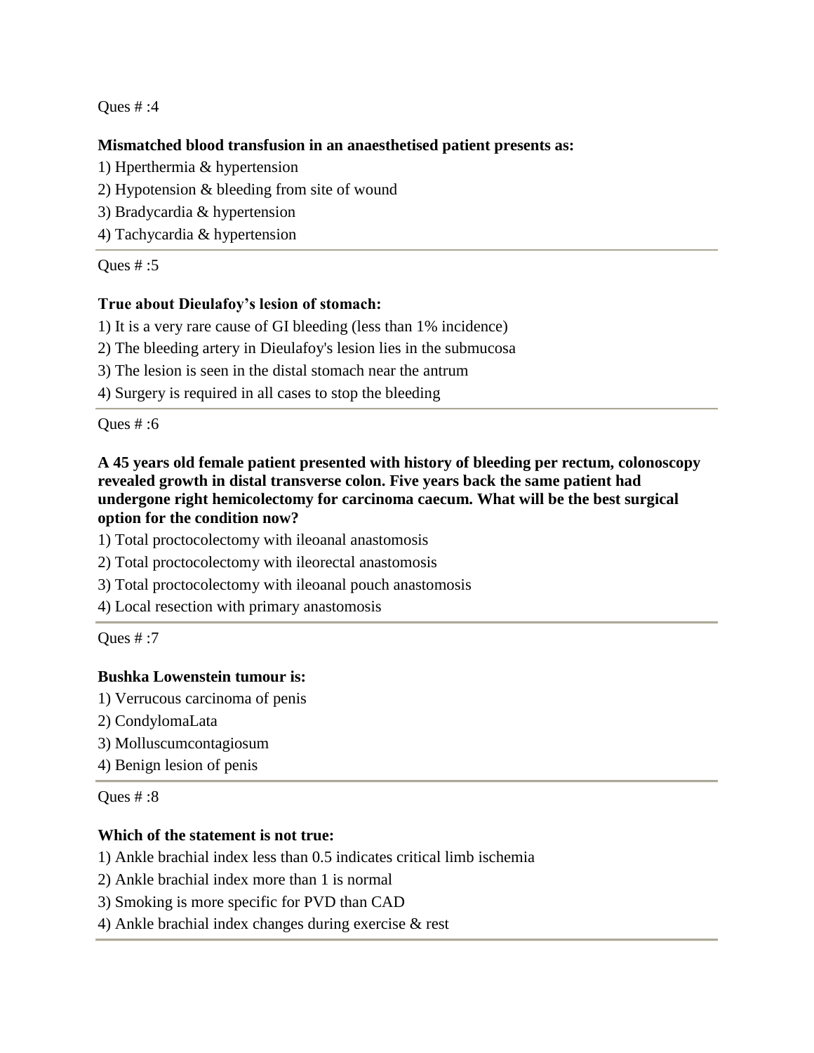Ques # :4

**Mismatched blood transfusion in an anaesthetised patient presents as:**

1) Hperthermia & hypertension
2) Hypotension & bleeding from site of wound
3) Bradycardia & hypertension
4) Tachycardia & hypertension

---

Ques # :5

**True about Dieulafoy's lesion of stomach:**

1) It is a very rare cause of GI bleeding (less than 1% incidence)
2) The bleeding artery in Dieulafoy's lesion lies in the submucosa
3) The lesion is seen in the distal stomach near the antrum
4) Surgery is required in all cases to stop the bleeding

---

Ques # :6

**A 45 years old female patient presented with history of bleeding per rectum, colonoscopy revealed growth in distal transverse colon. Five years back the same patient had undergone right hemicolectomy for carcinoma caecum. What will be the best surgical option for the condition now?**

1) Total proctocolectomy with ileoanal anastomosis
2) Total proctocolectomy with ileorectal anastomosis
3) Total proctocolectomy with ileoanal pouch anastomosis
4) Local resection with primary anastomosis

---

Ques # :7

**Bushka Lowenstein tumour is:**

1) Verrucous carcinoma of penis
2) CondylomaLata
3) Molluscumcontagiosum
4) Benign lesion of penis

---

Ques # :8

**Which of the statement is not true:**

1) Ankle brachial index less than 0.5 indicates critical limb ischemia
2) Ankle brachial index more than 1 is normal
3) Smoking is more specific for PVD than CAD
4) Ankle brachial index changes during exercise & rest

---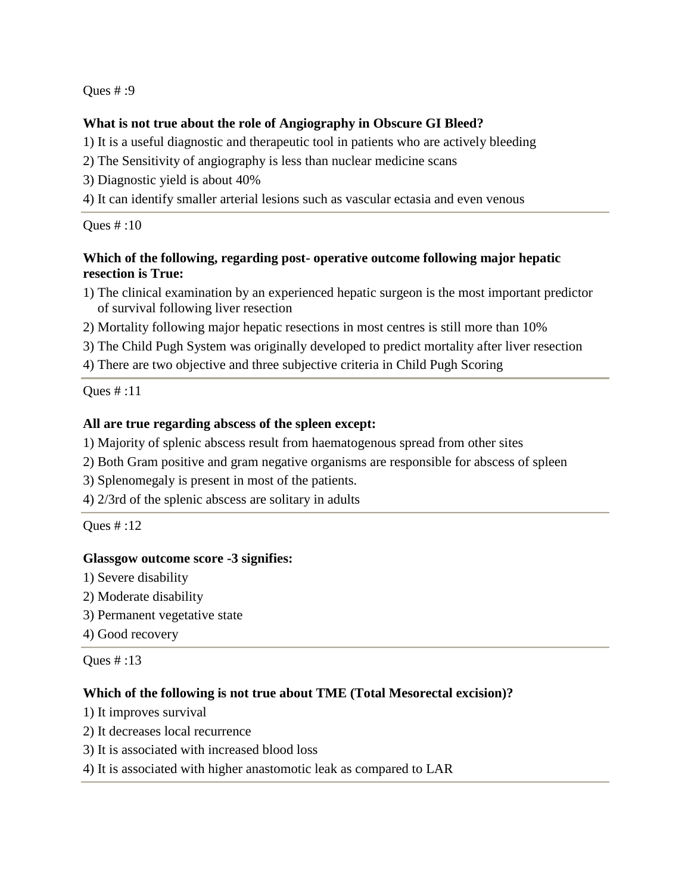Ques # :9

**What is not true about the role of Angiography in Obscure GI Bleed?**

1) It is a useful diagnostic and therapeutic tool in patients who are actively bleeding
2) The Sensitivity of angiography is less than nuclear medicine scans
3) Diagnostic yield is about 40%
4) It can identify smaller arterial lesions such as vascular ectasia and even venous

---

Ques # :10

**Which of the following, regarding post- operative outcome following major hepatic resection is True:**

1) The clinical examination by an experienced hepatic surgeon is the most important predictor of survival following liver resection
2) Mortality following major hepatic resections in most centres is still more than 10%
3) The Child Pugh System was originally developed to predict mortality after liver resection
4) There are two objective and three subjective criteria in Child Pugh Scoring

---

Ques # :11

**All are true regarding abscess of the spleen except:**

1) Majority of splenic abscess result from haematogenous spread from other sites
2) Both Gram positive and gram negative organisms are responsible for abscess of spleen
3) Splenomegaly is present in most of the patients.
4) 2/3rd of the splenic abscess are solitary in adults

---

Ques # :12

**Glassgow outcome score -3 signifies:**

1) Severe disability
2) Moderate disability
3) Permanent vegetative state
4) Good recovery

---

Ques # :13

**Which of the following is not true about TME (Total Mesorectal excision)?**

1) It improves survival
2) It decreases local recurrence
3) It is associated with increased blood loss
4) It is associated with higher anastomotic leak as compared to LAR

---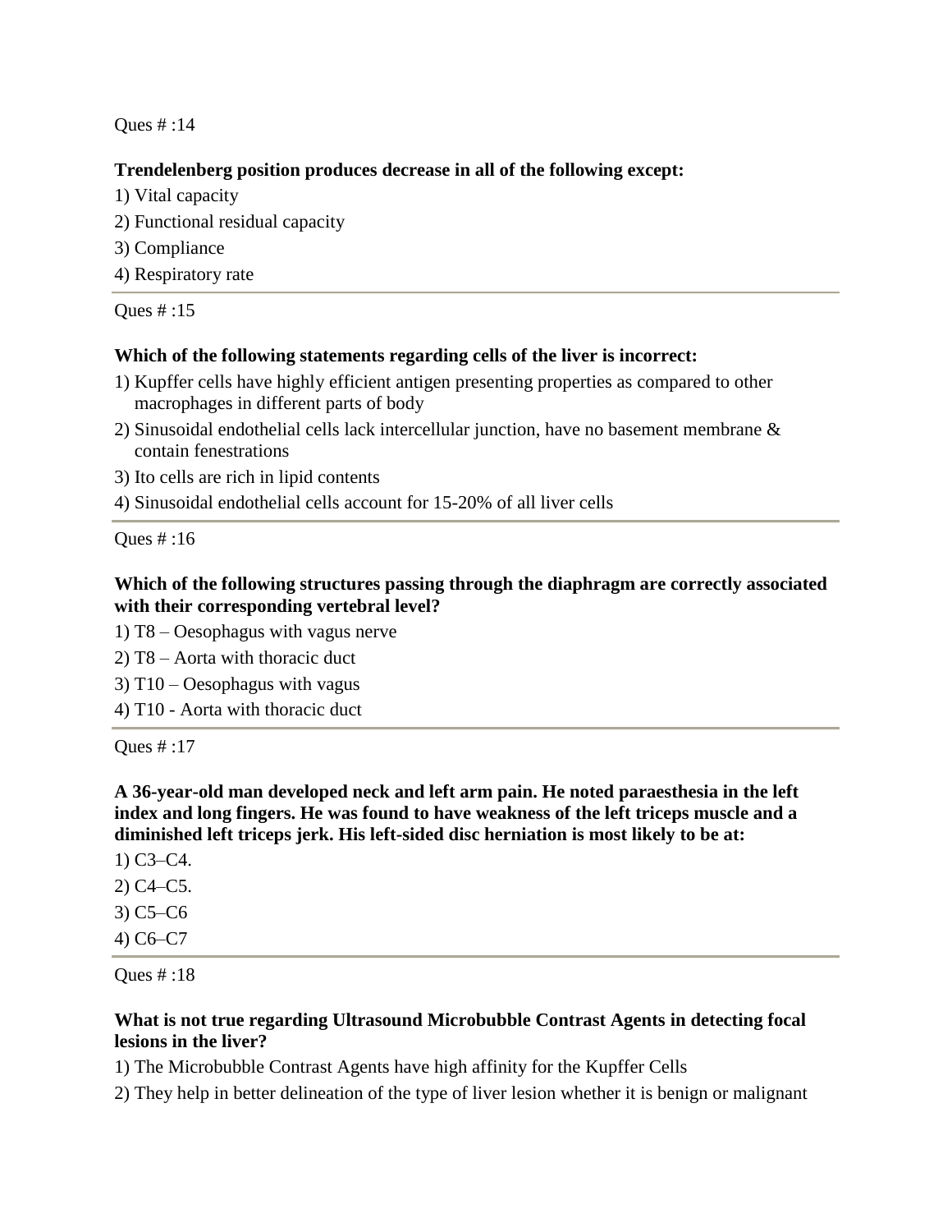Ques # :14

**Trendelenberg position produces decrease in all of the following except:**

1) Vital capacity
2) Functional residual capacity
3) Compliance
4) Respiratory rate

---

Ques # :15

**Which of the following statements regarding cells of the liver is incorrect:**

1) Kupffer cells have highly efficient antigen presenting properties as compared to other macrophages in different parts of body
2) Sinusoidal endothelial cells lack intercellular junction, have no basement membrane & contain fenestrations
3) Ito cells are rich in lipid contents
4) Sinusoidal endothelial cells account for 15-20% of all liver cells

---

Ques # :16

**Which of the following structures passing through the diaphragm are correctly associated with their corresponding vertebral level?**

1) T8 – Oesophagus with vagus nerve
2) T8 – Aorta with thoracic duct
3) T10 – Oesophagus with vagus
4) T10 - Aorta with thoracic duct

---

Ques # :17

**A 36-year-old man developed neck and left arm pain. He noted paraesthesia in the left index and long fingers. He was found to have weakness of the left triceps muscle and a diminished left triceps jerk. His left-sided disc herniation is most likely to be at:**

1) C3–C4.
2) C4–C5.
3) C5–C6
4) C6–C7

---

Ques # :18

**What is not true regarding Ultrasound Microbubble Contrast Agents in detecting focal lesions in the liver?**

1) The Microbubble Contrast Agents have high affinity for the Kupffer Cells
2) They help in better delineation of the type of liver lesion whether it is benign or malignant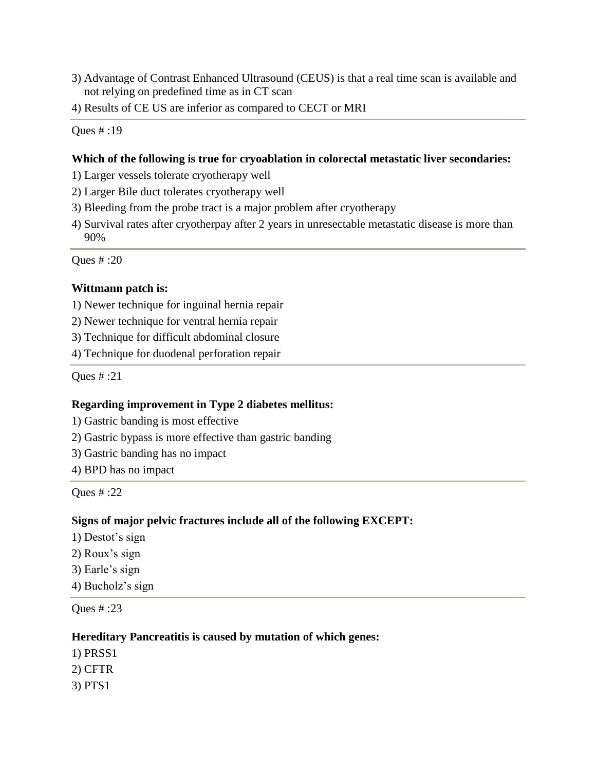3) Advantage of Contrast Enhanced Ultrasound (CEUS) is that a real time scan is available and not relying on predefined time as in CT scan
4) Results of CE US are inferior as compared to CECT or MRI

---

Ques # :19

**Which of the following is true for cryoablation in colorectal metastatic liver secondaries:**

1) Larger vessels tolerate cryotherapy well
2) Larger Bile duct tolerates cryotherapy well
3) Bleeding from the probe tract is a major problem after cryotherapy
4) Survival rates after cryotherpay after 2 years in unresectable metastatic disease is more than 90%

---

Ques # :20

**Wittmann patch is:**

1) Newer technique for inguinal hernia repair
2) Newer technique for ventral hernia repair
3) Technique for difficult abdominal closure
4) Technique for duodenal perforation repair

---

Ques # :21

**Regarding improvement in Type 2 diabetes mellitus:**

1) Gastric banding is most effective
2) Gastric bypass is more effective than gastric banding
3) Gastric banding has no impact
4) BPD has no impact

---

Ques # :22

**Signs of major pelvic fractures include all of the following EXCEPT:**

1) Destot's sign
2) Roux's sign
3) Earle's sign
4) Bucholz's sign

---

Ques # :23

**Hereditary Pancreatitis is caused by mutation of which genes:**

1) PRSS1
2) CFTR
3) PTS1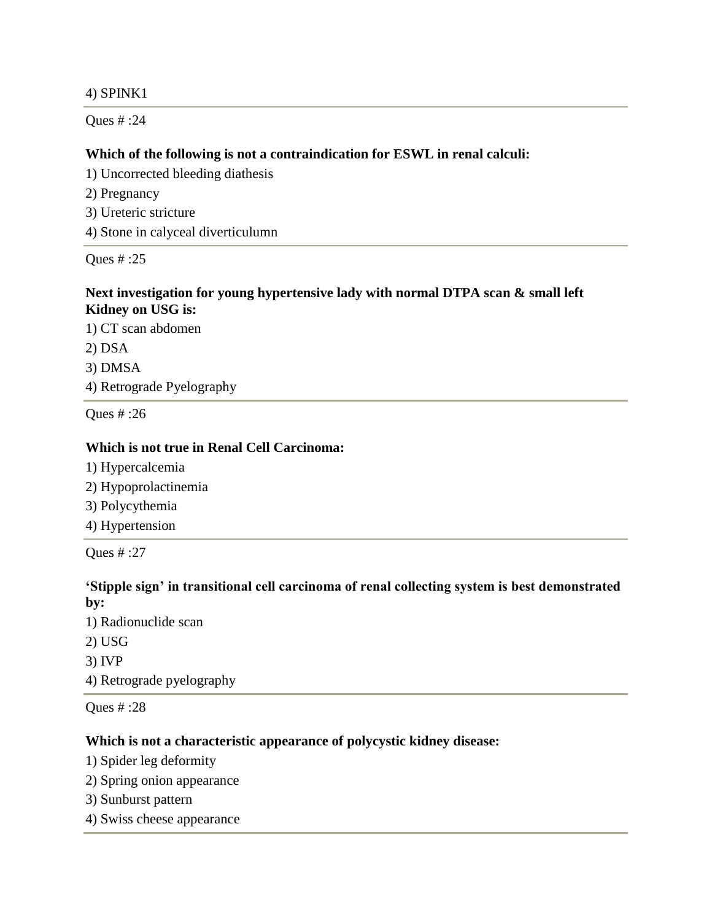4) SPINK1

Ques # :24

**Which of the following is not a contraindication for ESWL in renal calculi:**

1) Uncorrected bleeding diathesis
2) Pregnancy
3) Ureteric stricture
4) Stone in calyceal diverticulumn

Ques # :25

**Next investigation for young hypertensive lady with normal DTPA scan & small left Kidney on USG is:**

1) CT scan abdomen
2) DSA
3) DMSA
4) Retrograde Pyelography

Ques # :26

**Which is not true in Renal Cell Carcinoma:**

1) Hypercalcemia
2) Hypoprolactinemia
3) Polycythemia
4) Hypertension

Ques # :27

**'Stipple sign' in transitional cell carcinoma of renal collecting system is best demonstrated by:**

1) Radionuclide scan
2) USG
3) IVP
4) Retrograde pyelography

Ques # :28

**Which is not a characteristic appearance of polycystic kidney disease:**

1) Spider leg deformity
2) Spring onion appearance
3) Sunburst pattern
4) Swiss cheese appearance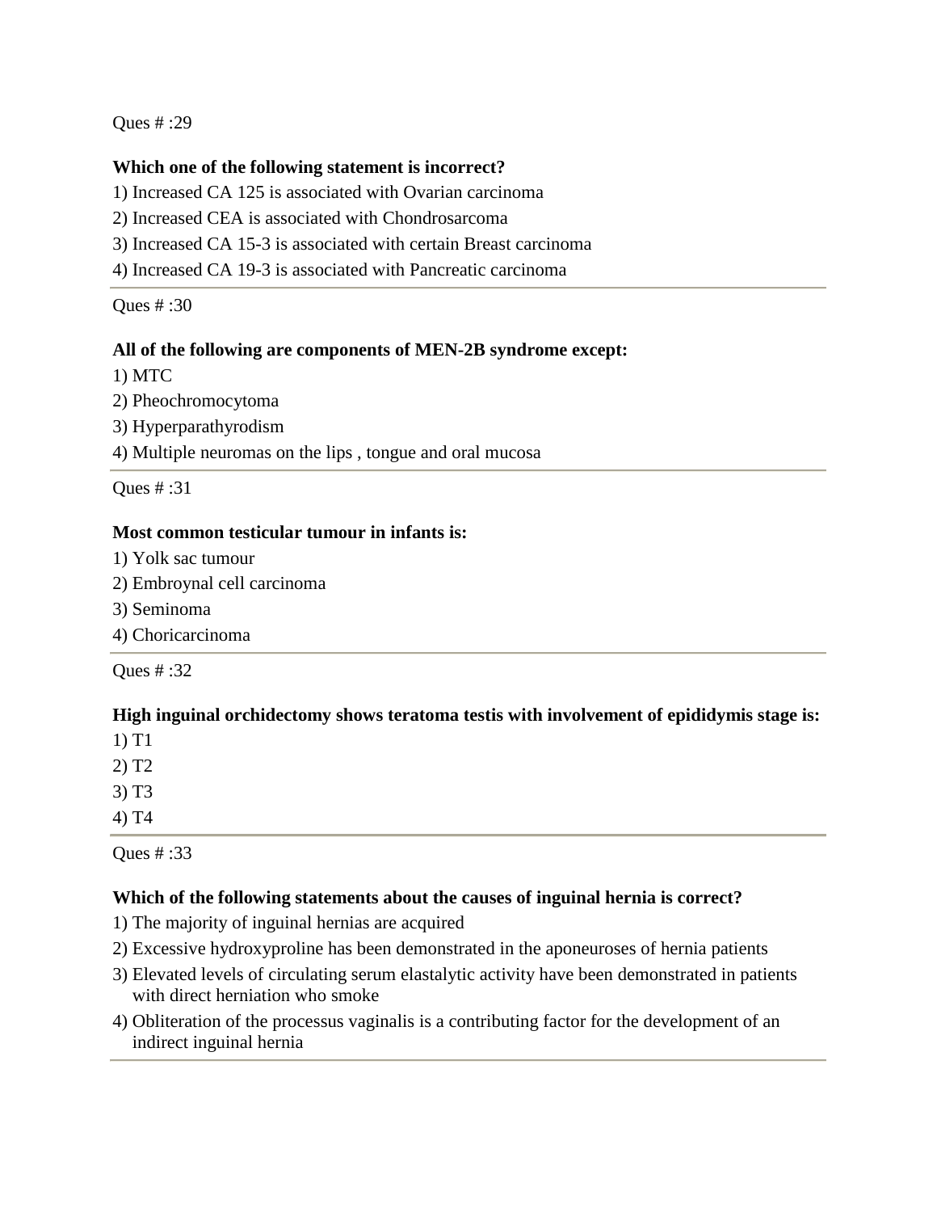Ques # :29

**Which one of the following statement is incorrect?**

1) Increased CA 125 is associated with Ovarian carcinoma
2) Increased CEA is associated with Chondrosarcoma
3) Increased CA 15-3 is associated with certain Breast carcinoma
4) Increased CA 19-3 is associated with Pancreatic carcinoma

---

Ques # :30

**All of the following are components of MEN-2B syndrome except:**

1) MTC
2) Pheochromocytoma
3) Hyperparathyrodism
4) Multiple neuromas on the lips , tongue and oral mucosa

---

Ques # :31

**Most common testicular tumour in infants is:**

1) Yolk sac tumour
2) Embroynal cell carcinoma
3) Seminoma
4) Choricarcinoma

---

Ques # :32

**High inguinal orchidectomy shows teratoma testis with involvement of epididymis stage is:**

1) T1
2) T2
3) T3
4) T4

---

Ques # :33

**Which of the following statements about the causes of inguinal hernia is correct?**

1) The majority of inguinal hernias are acquired
2) Excessive hydroxyproline has been demonstrated in the aponeuroses of hernia patients
3) Elevated levels of circulating serum elastalytic activity have been demonstrated in patients with direct herniation who smoke
4) Obliteration of the processus vaginalis is a contributing factor for the development of an indirect inguinal hernia

---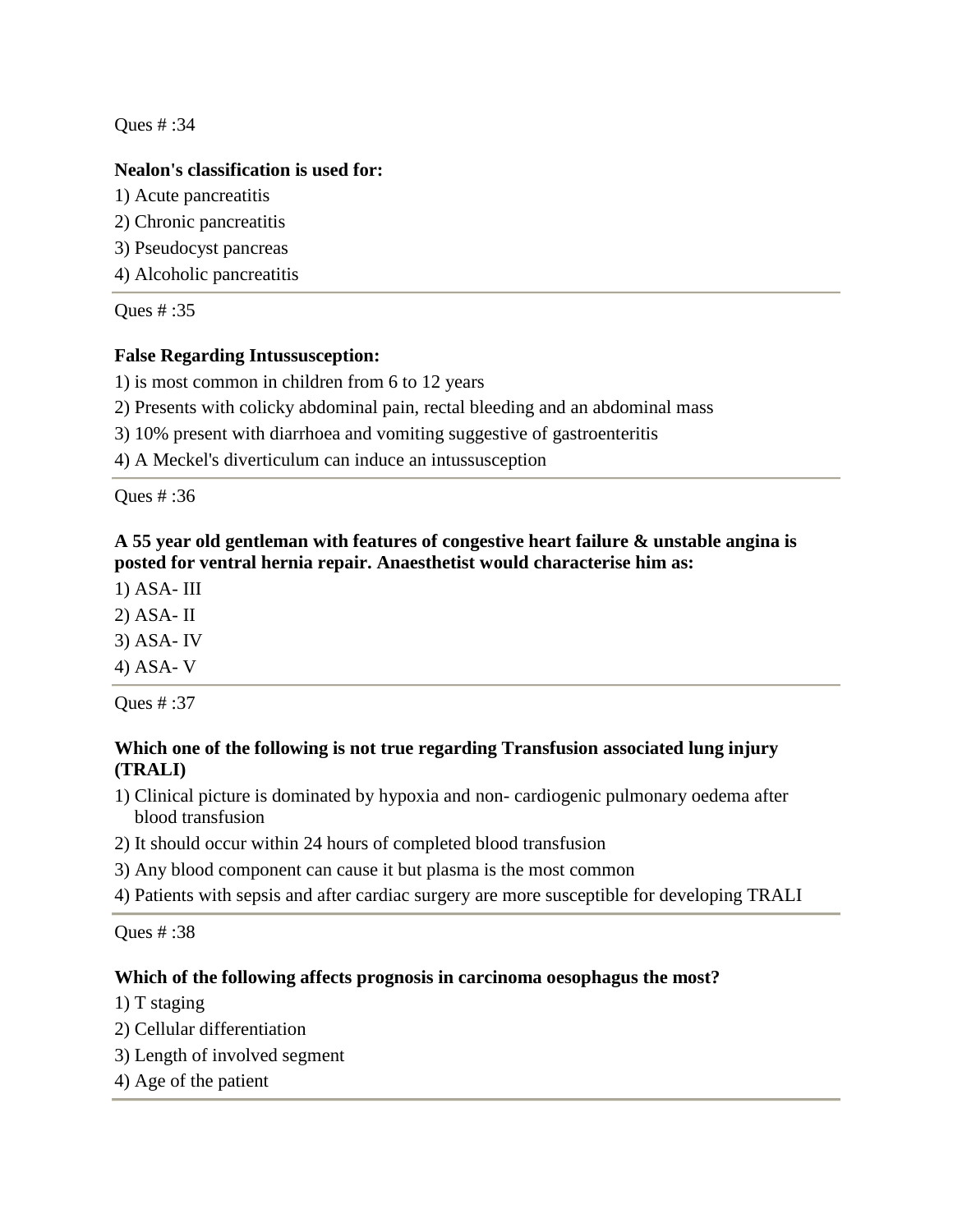Ques # :34

**Nealon's classification is used for:**

1) Acute pancreatitis
2) Chronic pancreatitis
3) Pseudocyst pancreas
4) Alcoholic pancreatitis

---

Ques # :35

**False Regarding Intussusception:**

1) is most common in children from 6 to 12 years
2) Presents with colicky abdominal pain, rectal bleeding and an abdominal mass
3) 10% present with diarrhoea and vomiting suggestive of gastroenteritis
4) A Meckel's diverticulum can induce an intussusception

---

Ques # :36

**A 55 year old gentleman with features of congestive heart failure & unstable angina is posted for ventral hernia repair. Anaesthetist would characterise him as:**

1) ASA- III
2) ASA- II
3) ASA- IV
4) ASA- V

---

Ques # :37

**Which one of the following is not true regarding Transfusion associated lung injury (TRALI)**

1) Clinical picture is dominated by hypoxia and non- cardiogenic pulmonary oedema after blood transfusion
2) It should occur within 24 hours of completed blood transfusion
3) Any blood component can cause it but plasma is the most common
4) Patients with sepsis and after cardiac surgery are more susceptible for developing TRALI

---

Ques # :38

**Which of the following affects prognosis in carcinoma oesophagus the most?**

1) T staging
2) Cellular differentiation
3) Length of involved segment
4) Age of the patient

---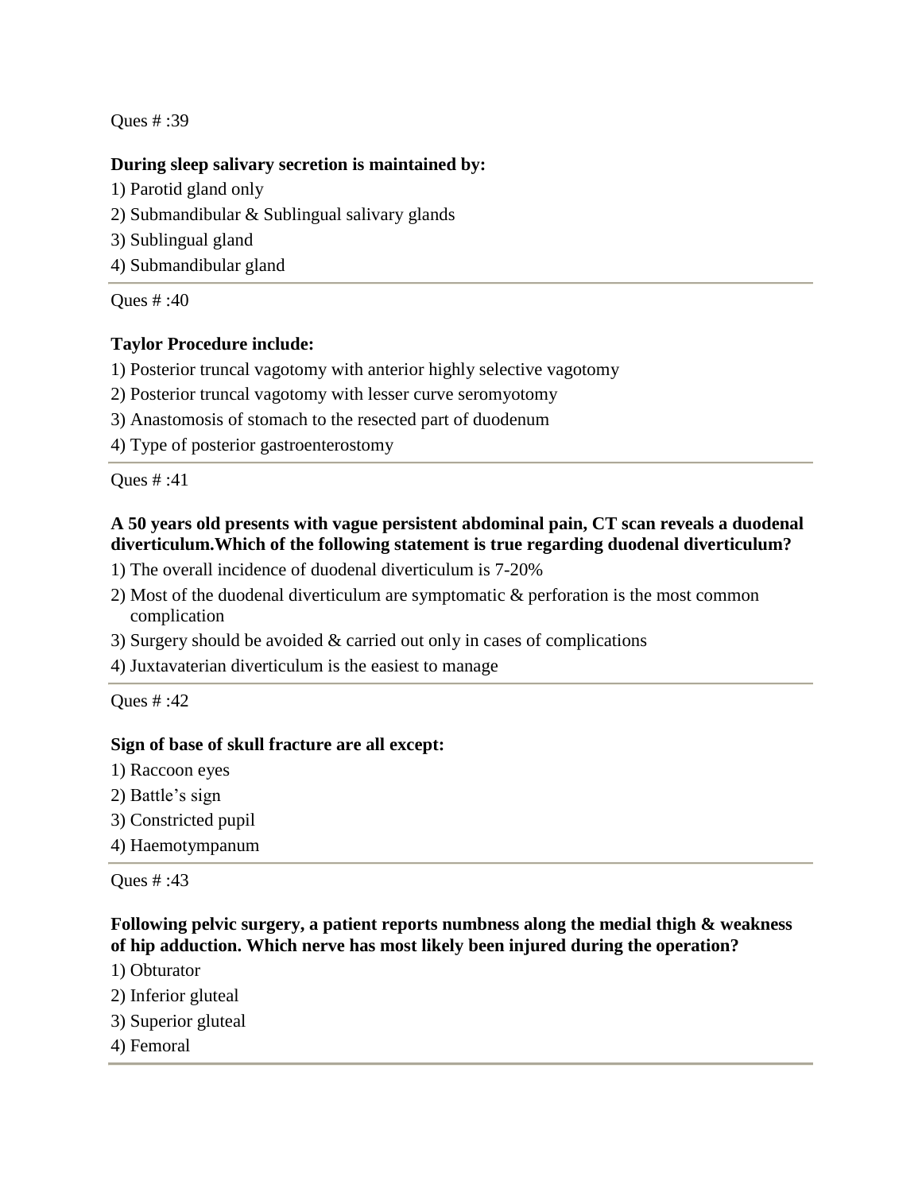Ques # :39

**During sleep salivary secretion is maintained by:**

1) Parotid gland only
2) Submandibular & Sublingual salivary glands
3) Sublingual gland
4) Submandibular gland

---

Ques # :40

**Taylor Procedure include:**

1) Posterior truncal vagotomy with anterior highly selective vagotomy
2) Posterior truncal vagotomy with lesser curve seromyotomy
3) Anastomosis of stomach to the resected part of duodenum
4) Type of posterior gastroenterostomy

---

Ques # :41

**A 50 years old presents with vague persistent abdominal pain, CT scan reveals a duodenal diverticulum.Which of the following statement is true regarding duodenal diverticulum?**

1) The overall incidence of duodenal diverticulum is 7-20%
2) Most of the duodenal diverticulum are symptomatic & perforation is the most common complication
3) Surgery should be avoided & carried out only in cases of complications
4) Juxtavaterian diverticulum is the easiest to manage

---

Ques # :42

**Sign of base of skull fracture are all except:**

1) Raccoon eyes
2) Battle's sign
3) Constricted pupil
4) Haemotympanum

---

Ques # :43

**Following pelvic surgery, a patient reports numbness along the medial thigh & weakness of hip adduction. Which nerve has most likely been injured during the operation?**

1) Obturator
2) Inferior gluteal
3) Superior gluteal
4) Femoral

---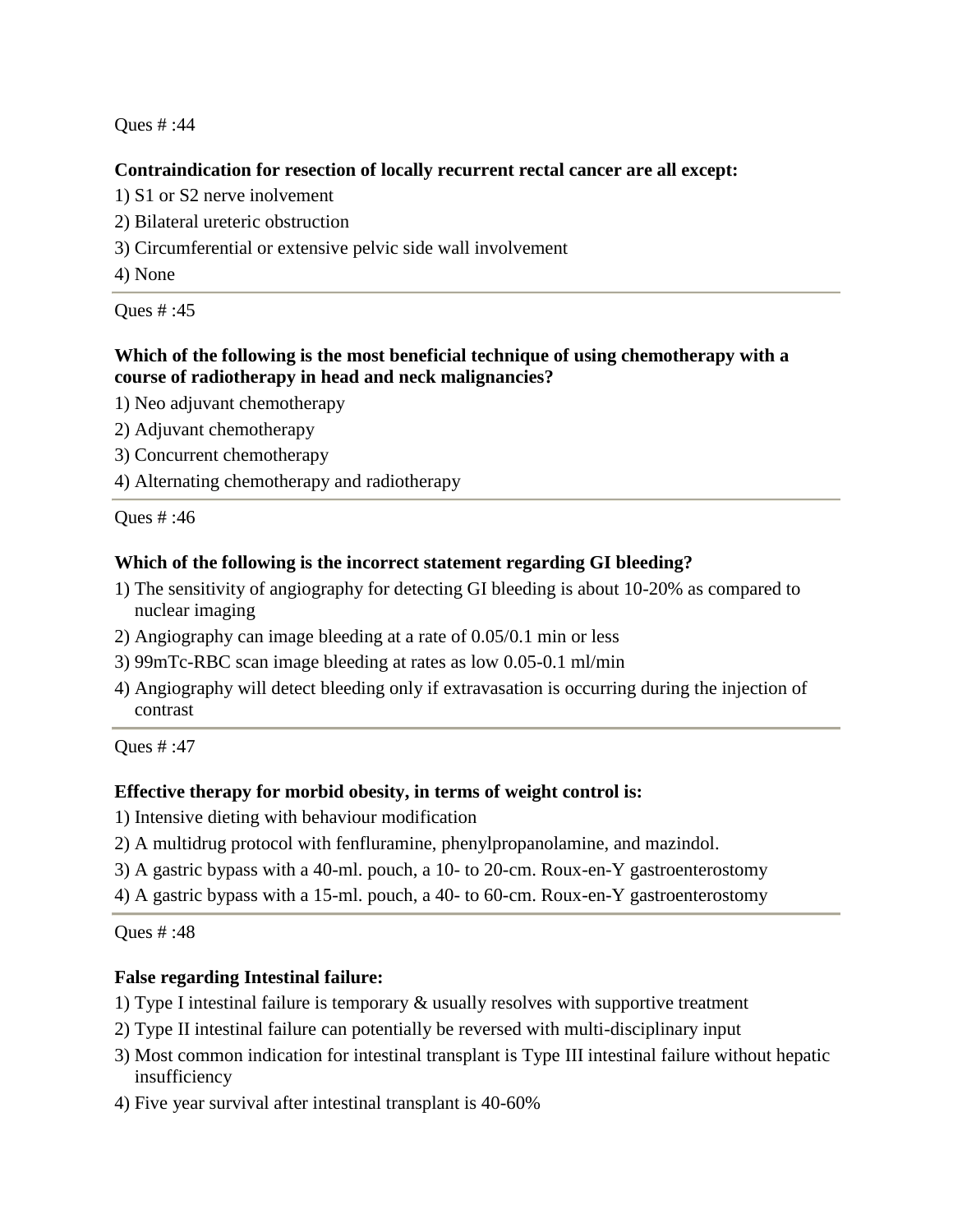Ques # :44

**Contraindication for resection of locally recurrent rectal cancer are all except:**

1) S1 or S2 nerve inolvement
2) Bilateral ureteric obstruction
3) Circumferential or extensive pelvic side wall involvement
4) None

---

Ques # :45

**Which of the following is the most beneficial technique of using chemotherapy with a course of radiotherapy in head and neck malignancies?**

1) Neo adjuvant chemotherapy
2) Adjuvant chemotherapy
3) Concurrent chemotherapy
4) Alternating chemotherapy and radiotherapy

---

Ques # :46

**Which of the following is the incorrect statement regarding GI bleeding?**

1) The sensitivity of angiography for detecting GI bleeding is about 10-20% as compared to nuclear imaging
2) Angiography can image bleeding at a rate of 0.05/0.1 min or less
3) 99mTc-RBC scan image bleeding at rates as low 0.05-0.1 ml/min
4) Angiography will detect bleeding only if extravasation is occurring during the injection of contrast

---

Ques # :47

**Effective therapy for morbid obesity, in terms of weight control is:**

1) Intensive dieting with behaviour modification
2) A multidrug protocol with fenfluramine, phenylpropanolamine, and mazindol.
3) A gastric bypass with a 40-ml. pouch, a 10- to 20-cm. Roux-en-Y gastroenterostomy
4) A gastric bypass with a 15-ml. pouch, a 40- to 60-cm. Roux-en-Y gastroenterostomy

---

Ques # :48

**False regarding Intestinal failure:**

1) Type I intestinal failure is temporary & usually resolves with supportive treatment
2) Type II intestinal failure can potentially be reversed with multi-disciplinary input
3) Most common indication for intestinal transplant is Type III intestinal failure without hepatic insufficiency
4) Five year survival after intestinal transplant is 40-60%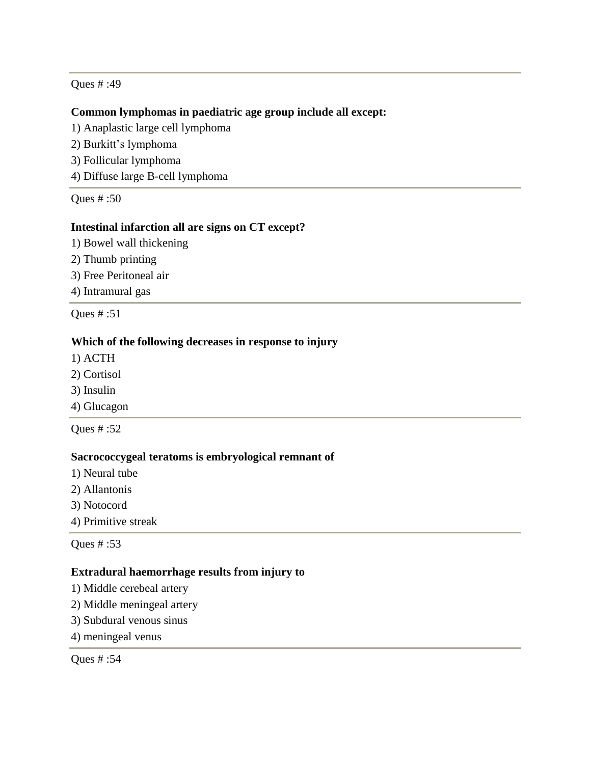Ques # :49

**Common lymphomas in paediatric age group include all except:**

1) Anaplastic large cell lymphoma
2) Burkitt's lymphoma
3) Follicular lymphoma
4) Diffuse large B-cell lymphoma

Ques # :50

**Intestinal infarction all are signs on CT except?**

1) Bowel wall thickening
2) Thumb printing
3) Free Peritoneal air
4) Intramural gas

Ques # :51

**Which of the following decreases in response to injury**

1) ACTH
2) Cortisol
3) Insulin
4) Glucagon

Ques # :52

**Sacrococcygeal teratoms is embryological remnant of**

1) Neural tube
2) Allantonis
3) Notocord
4) Primitive streak

Ques # :53

**Extradural haemorrhage results from injury to**

1) Middle cerebeal artery
2) Middle meningeal artery
3) Subdural venous sinus
4) meningeal venus

Ques # :54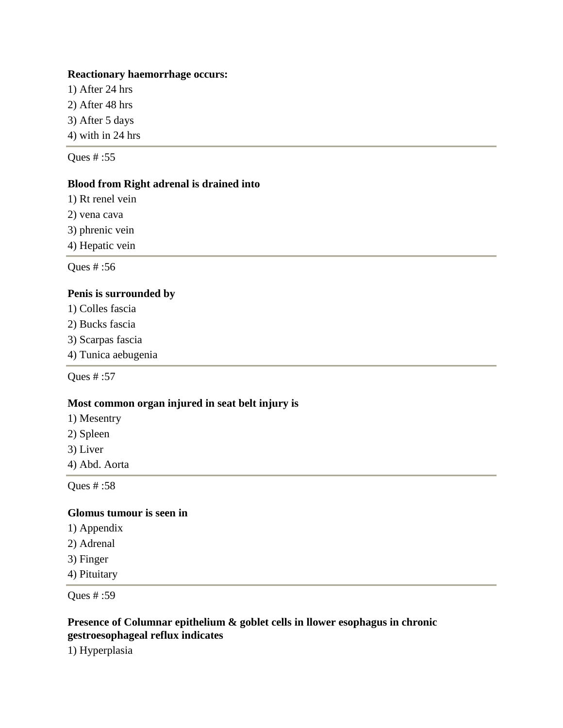**Reactionary haemorrhage occurs:**

1) After 24 hrs
2) After 48 hrs
3) After 5 days
4) with in 24 hrs

---

Ques # :55

**Blood from Right adrenal is drained into**

1) Rt renel vein
2) vena cava
3) phrenic vein
4) Hepatic vein

---

Ques # :56

**Penis is surrounded by**

1) Colles fascia
2) Bucks fascia
3) Scarpas fascia
4) Tunica aebugenia

---

Ques # :57

**Most common organ injured in seat belt injury is**

1) Mesentry
2) Spleen
3) Liver
4) Abd. Aorta

---

Ques # :58

**Glomus tumour is seen in**

1) Appendix
2) Adrenal
3) Finger
4) Pituitary

---

Ques # :59

**Presence of Columnar epithelium & goblet cells in llower esophagus in chronic gestroesophageal reflux indicates**

1) Hyperplasia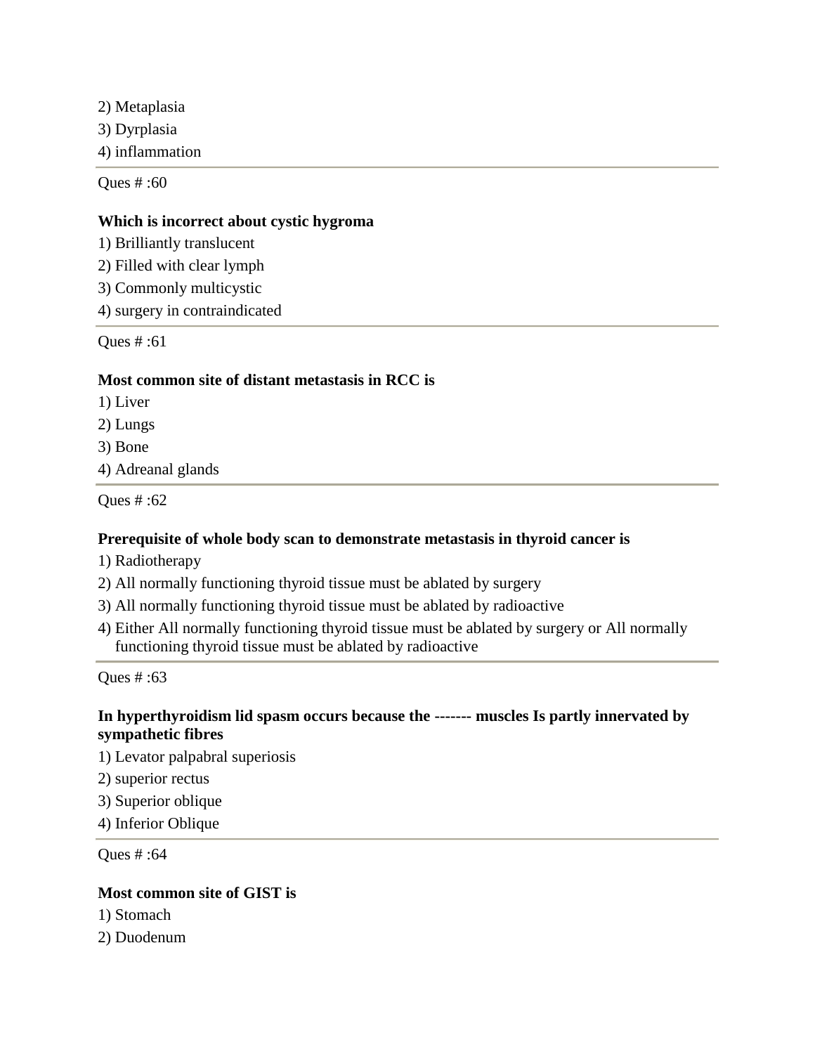2) Metaplasia

3) Dyrplasia

4) inflammation

---

Ques # :60

**Which is incorrect about cystic hygroma**

1) Brilliantly translucent

2) Filled with clear lymph

3) Commonly multicystic

4) surgery in contraindicated

---

Ques # :61

**Most common site of distant metastasis in RCC is**

1) Liver

2) Lungs

3) Bone

4) Adreanal glands

---

Ques # :62

**Prerequisite of whole body scan to demonstrate metastasis in thyroid cancer is**

1) Radiotherapy

2) All normally functioning thyroid tissue must be ablated by surgery

3) All normally functioning thyroid tissue must be ablated by radioactive

4) Either All normally functioning thyroid tissue must be ablated by surgery or All normally functioning thyroid tissue must be ablated by radioactive

---

Ques # :63

**In hyperthyroidism lid spasm occurs because the ------- muscles Is partly innervated by sympathetic fibres**

1) Levator palpabral superiosis

2) superior rectus

3) Superior oblique

4) Inferior Oblique

---

Ques # :64

**Most common site of GIST is**

1) Stomach

2) Duodenum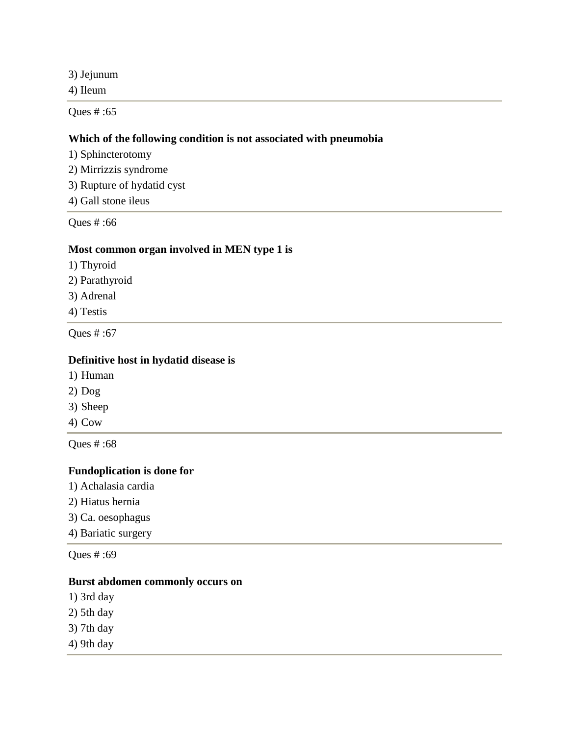3) Jejunum

4) Ileum

---

Ques # :65

**Which of the following condition is not associated with pneumobia**

1) Sphincterotomy

2) Mirrizzis syndrome

3) Rupture of hydatid cyst

4) Gall stone ileus

---

Ques # :66

**Most common organ involved in MEN type 1 is**

1) Thyroid

2) Parathyroid

3) Adrenal

4) Testis

---

Ques # :67

**Definitive host in hydatid disease is**

1) Human

2) Dog

3) Sheep

4) Cow

---

Ques # :68

**Fundoplication is done for**

1) Achalasia cardia

2) Hiatus hernia

3) Ca. oesophagus

4) Bariatic surgery

---

Ques # :69

**Burst abdomen commonly occurs on**

1) 3rd day

2) 5th day

3) 7th day

4) 9th day

---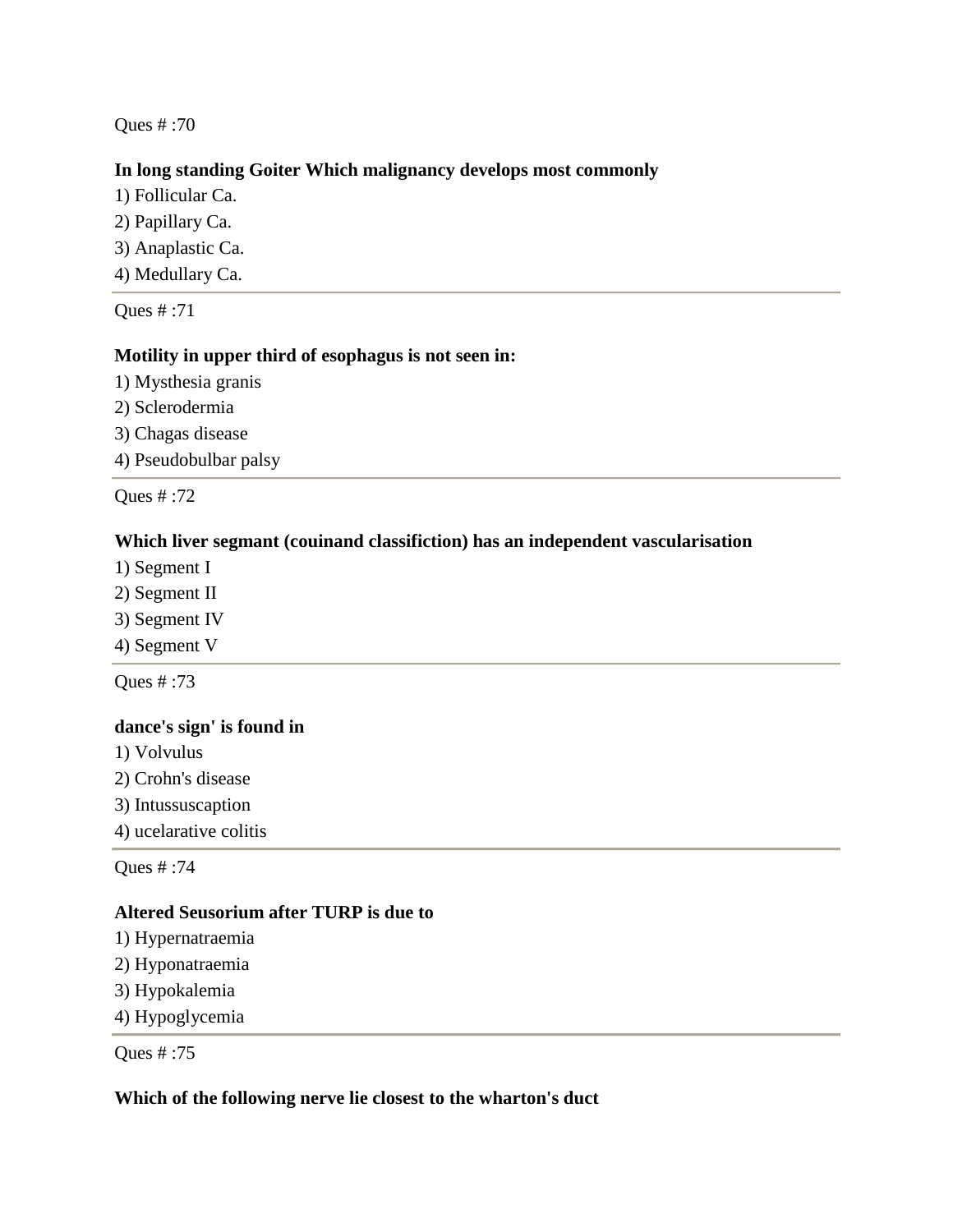Ques # :70

**In long standing Goiter Which malignancy develops most commonly**

1) Follicular Ca.
2) Papillary Ca.
3) Anaplastic Ca.
4) Medullary Ca.

---

Ques # :71

**Motility in upper third of esophagus is not seen in:**

1) Mysthesia granis
2) Sclerodermia
3) Chagas disease
4) Pseudobulbar palsy

---

Ques # :72

**Which liver segmant (couinand classifiction) has an independent vascularisation**

1) Segment I
2) Segment II
3) Segment IV
4) Segment V

---

Ques # :73

**dance's sign' is found in**

1) Volvulus
2) Crohn's disease
3) Intussuscaption
4) ucelarative colitis

---

Ques # :74

**Altered Seusorium after TURP is due to**

1) Hypernatraemia
2) Hyponatraemia
3) Hypokalemia
4) Hypoglycemia

---

Ques # :75

**Which of the following nerve lie closest to the wharton's duct**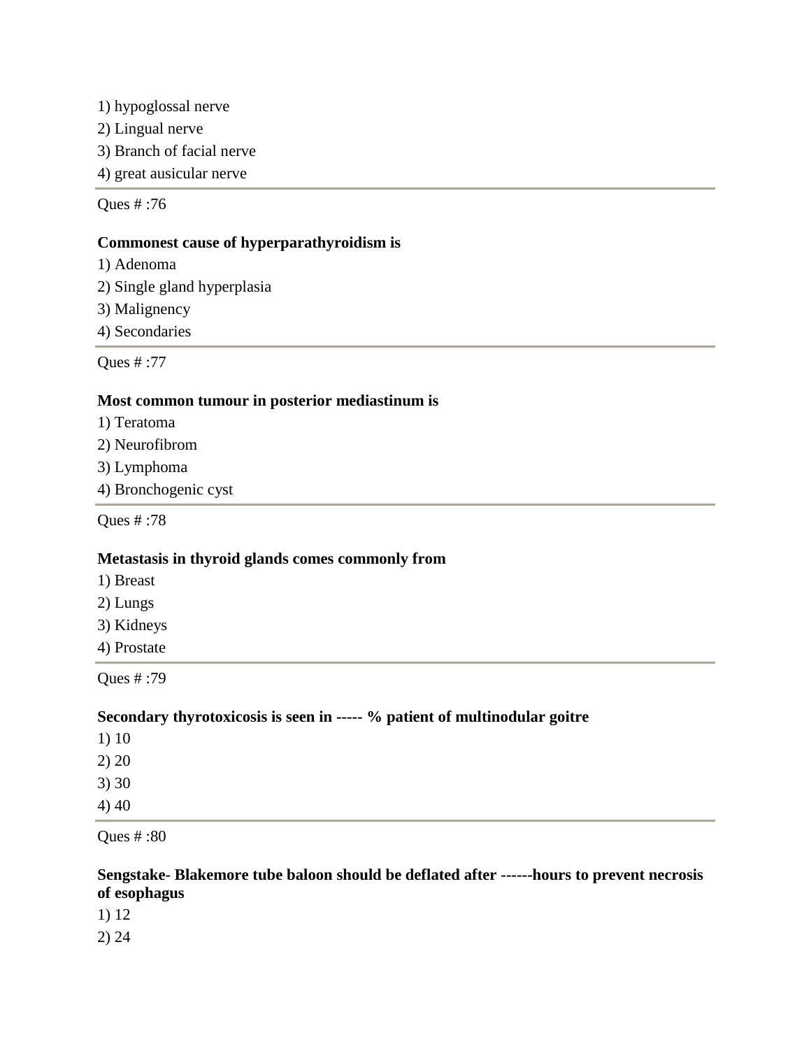1) hypoglossal nerve
2) Lingual nerve
3) Branch of facial nerve
4) great ausicular nerve

---

Ques # :76

**Commonest cause of hyperparathyroidism is**

1) Adenoma
2) Single gland hyperplasia
3) Malignency
4) Secondaries

---

Ques # :77

**Most common tumour in posterior mediastinum is**

1) Teratoma
2) Neurofibrom
3) Lymphoma
4) Bronchogenic cyst

---

Ques # :78

**Metastasis in thyroid glands comes commonly from**

1) Breast
2) Lungs
3) Kidneys
4) Prostate

---

Ques # :79

**Secondary thyrotoxicosis is seen in ----- % patient of multinodular goitre**

1) 10
2) 20
3) 30
4) 40

---

Ques # :80

**Sengstake- Blakemore tube baloon should be deflated after ------hours to prevent necrosis of esophagus**

1) 12
2) 24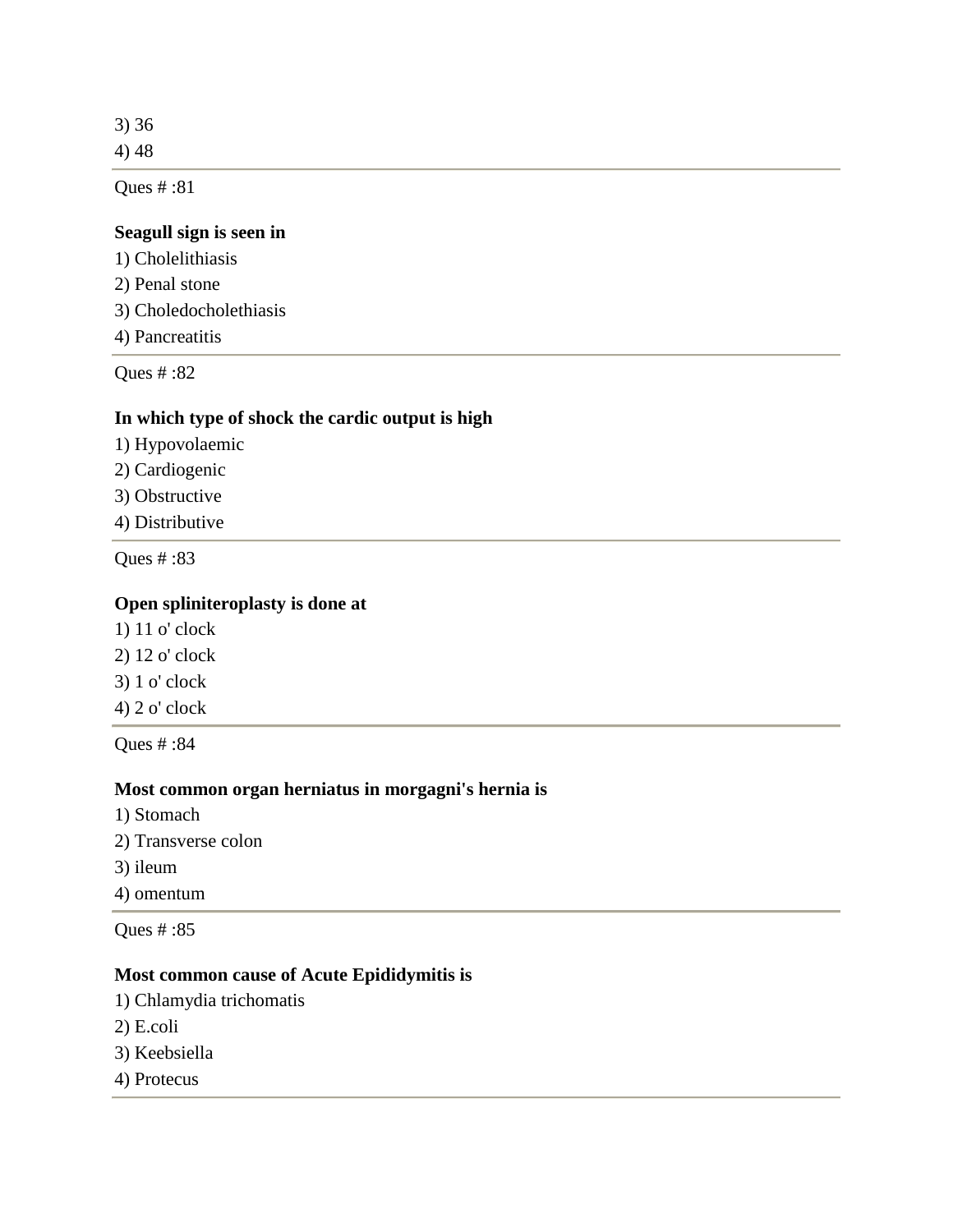3) 36
4) 48

---

Ques # :81

**Seagull sign is seen in**

1) Cholelithiasis
2) Penal stone
3) Choledocholethiasis
4) Pancreatitis

---

Ques # :82

**In which type of shock the cardic output is high**

1) Hypovolaemic
2) Cardiogenic
3) Obstructive
4) Distributive

---

Ques # :83

**Open spliniteroplasty is done at**

1) 11 o' clock
2) 12 o' clock
3) 1 o' clock
4) 2 o' clock

---

Ques # :84

**Most common organ herniatus in morgagni's hernia is**

1) Stomach
2) Transverse colon
3) ileum
4) omentum

---

Ques # :85

**Most common cause of Acute Epididymitis is**

1) Chlamydia trichomatis
2) E.coli
3) Keebsiella
4) Protecus

---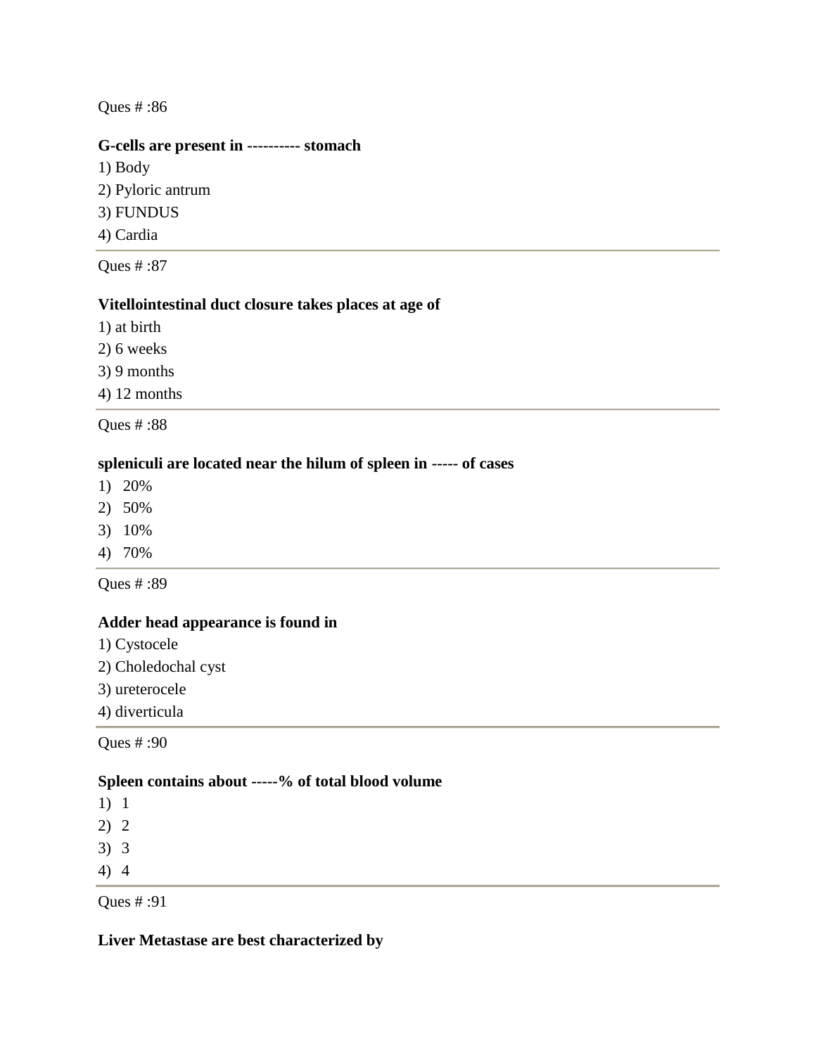Ques # :86

**G-cells are present in ---------- stomach**

1) Body
2) Pyloric antrum
3) FUNDUS
4) Cardia

---

Ques # :87

**Vitellointestinal duct closure takes places at age of**

1) at birth
2) 6 weeks
3) 9 months
4) 12 months

---

Ques # :88

**spleniculi are located near the hilum of spleen in ----- of cases**

1) 20%
2) 50%
3) 10%
4) 70%

---

Ques # :89

**Adder head appearance is found in**

1) Cystocele
2) Choledochal cyst
3) ureterocele
4) diverticula

---

Ques # :90

**Spleen contains about -----% of total blood volume**

1) 1
2) 2
3) 3
4) 4

---

Ques # :91

**Liver Metastase are best characterized by**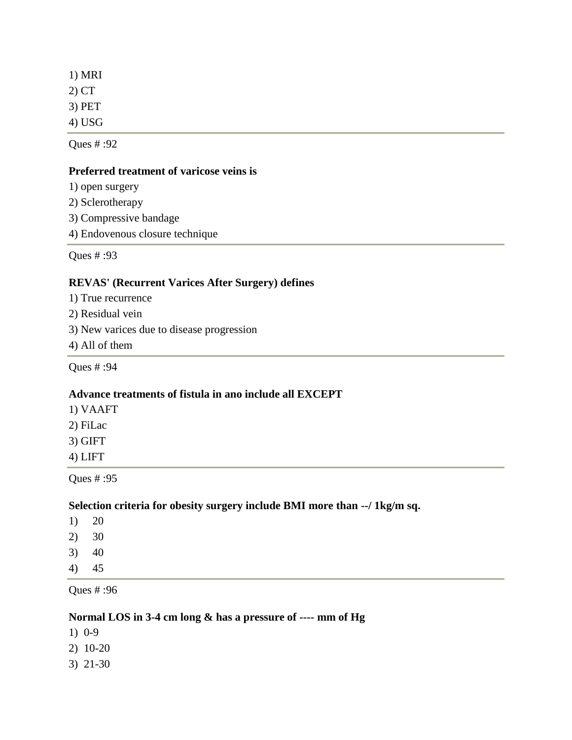1) MRI
2) CT
3) PET
4) USG

---

Ques # :92

**Preferred treatment of varicose veins is**

1) open surgery
2) Sclerotherapy
3) Compressive bandage
4) Endovenous closure technique

---

Ques # :93

**REVAS' (Recurrent Varices After Surgery) defines**

1) True recurrence
2) Residual vein
3) New varices due to disease progression
4) All of them

---

Ques # :94

**Advance treatments of fistula in ano include all EXCEPT**

1) VAAFT
2) FiLac
3) GIFT
4) LIFT

---

Ques # :95

**Selection criteria for obesity surgery include BMI more than --/ 1kg/m sq.**

1) 20
2) 30
3) 40
4) 45

---

Ques # :96

**Normal LOS in 3-4 cm long & has a pressure of ---- mm of Hg**

1) 0-9
2) 10-20
3) 21-30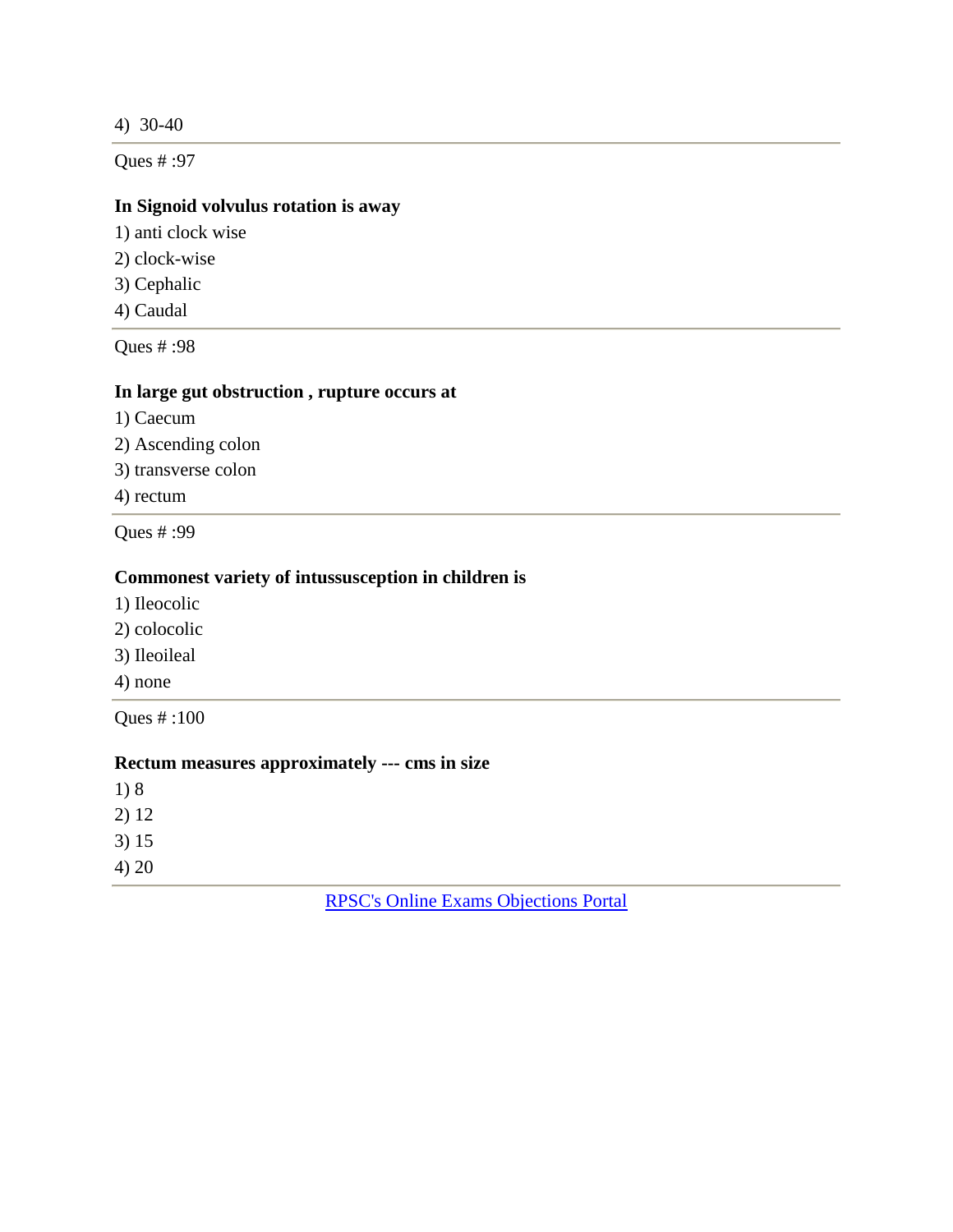4) 30-40

---

Ques # :97

**In Signoid volvulus rotation is away**

1) anti clock wise
2) clock-wise
3) Cephalic
4) Caudal

---

Ques # :98

**In large gut obstruction , rupture occurs at**

1) Caecum
2) Ascending colon
3) transverse colon
4) rectum

---

Ques # :99

**Commonest variety of intussusception in children is**

1) Ileocolic
2) colocolic
3) Ileoileal
4) none

---

Ques # :100

**Rectum measures approximately --- cms in size**

1) 8
2) 12
3) 15
4) 20

---

RPSC's Online Exams Objections Portal